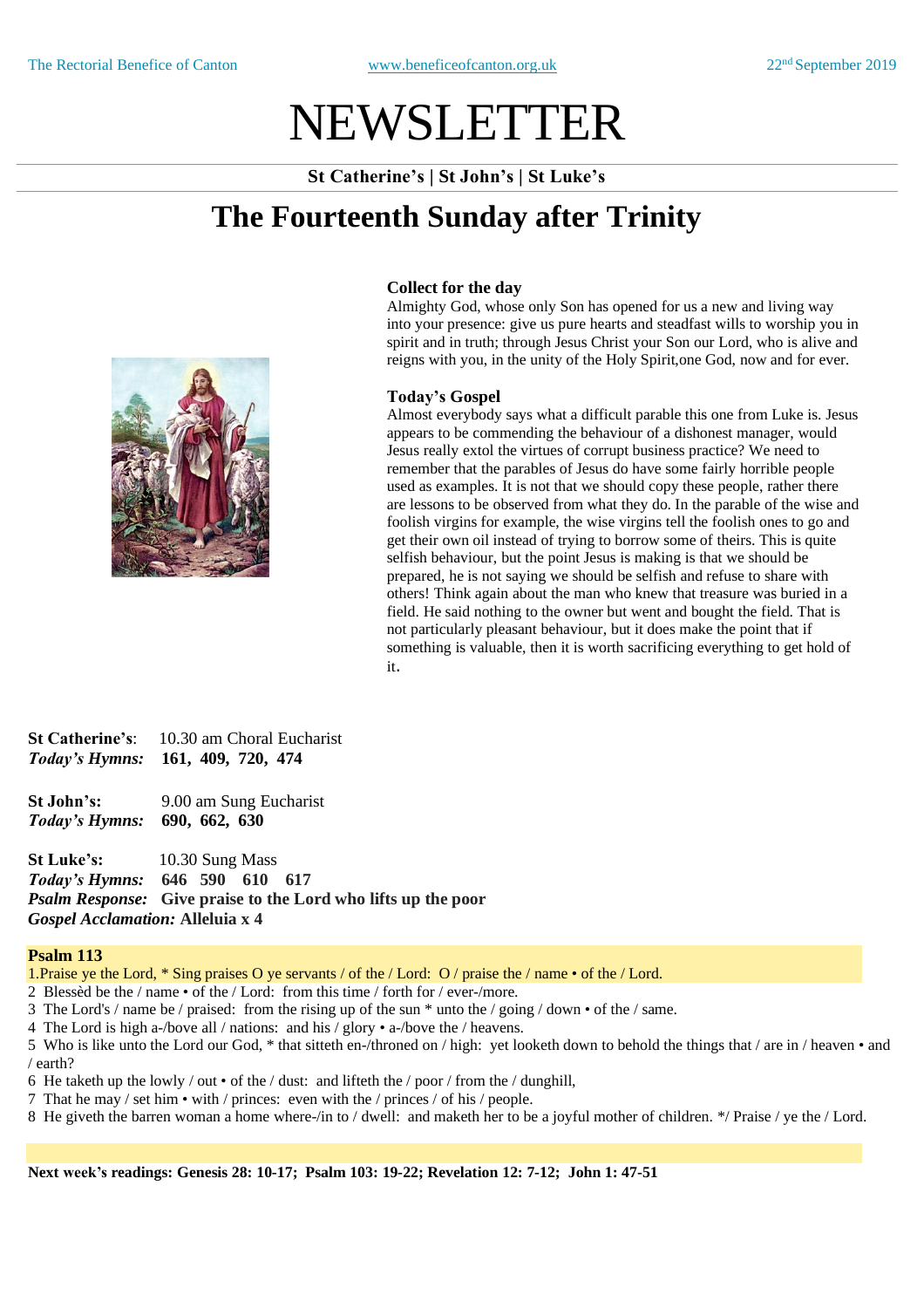The Rectorial Benefice of Canton www.beneficeofcanton.org.uk 22nd September 2019

# NEWSLETTER

**St Catherine's | St John's | St Luke's**

## The Fourteenth Sunday after Trinity

### Collect for the day

Almighty God, whose only Son has opened for us a new and living way into your presence: give us pure hearts and steadfast wills to worship you in spirit and in truth; through Jesus Christ your Son our Lord, who is alive and reigns with you, in the unity of the Holy Spirit,one God, now and for ever.

### Today's Gospel

Almost everybody says what a difficult parable this one from Luke is. Jesus appears to be commending the behaviour of a dishonest manager, would Jesus really extol the virtues of corrupt business practice? We need to remember that the parables of Jesus do have some fairly horrible people used as examples. It is not that we should copy these people, rather there are lessons to be observed from what they do. In the parable of the wise and foolish virgins for example, the wise virgins tell the foolish ones to go and get their own oil instead of trying to borrow some of theirs. This is quite selfish behaviour, but the point Jesus is making is that we should be prepared, he is not saying we should be selfish and refuse to share with others! Think again about the man who knew that treasure was buried in a field. He said nothing to the owner but went and bought the field. That is not particularly pleasant behaviour, but it does make the point that if something is valuable, then it is worth sacrificing everything to get hold of it.

**St Catherine's**: 10.30 am Choral Eucharist
***Today's Hymns:*** **161, 409, 720, 474**

**St John's:** 9.00 am Sung Eucharist
***Today's Hymns:*** **690, 662, 630**

**St Luke's:** 10.30 Sung Mass
***Today's Hymns:*** **646 590 610 617**
***Psalm Response:*** **Give praise to the Lord who lifts up the poor**
***Gospel Acclamation:*** **Alleluia x 4**

### Psalm 113

1.Praise ye the Lord, * Sing praises O ye servants / of the / Lord: O / praise the / name • of the / Lord.
2 Blessèd be the / name • of the / Lord: from this time / forth for / ever-/more.
3 The Lord's / name be / praised: from the rising up of the sun * unto the / going / down • of the / same.
4 The Lord is high a-/bove all / nations: and his / glory • a-/bove the / heavens.
5 Who is like unto the Lord our God, * that sitteth en-/throned on / high: yet looketh down to behold the things that / are in / heaven • and / earth?
6 He taketh up the lowly / out • of the / dust: and lifteth the / poor / from the / dunghill,
7 That he may / set him • with / princes: even with the / princes / of his / people.
8 He giveth the barren woman a home where-/in to / dwell: and maketh her to be a joyful mother of children. */ Praise / ye the / Lord.

**Next week's readings: Genesis 28: 10-17; Psalm 103: 19-22; Revelation 12: 7-12; John 1: 47-51**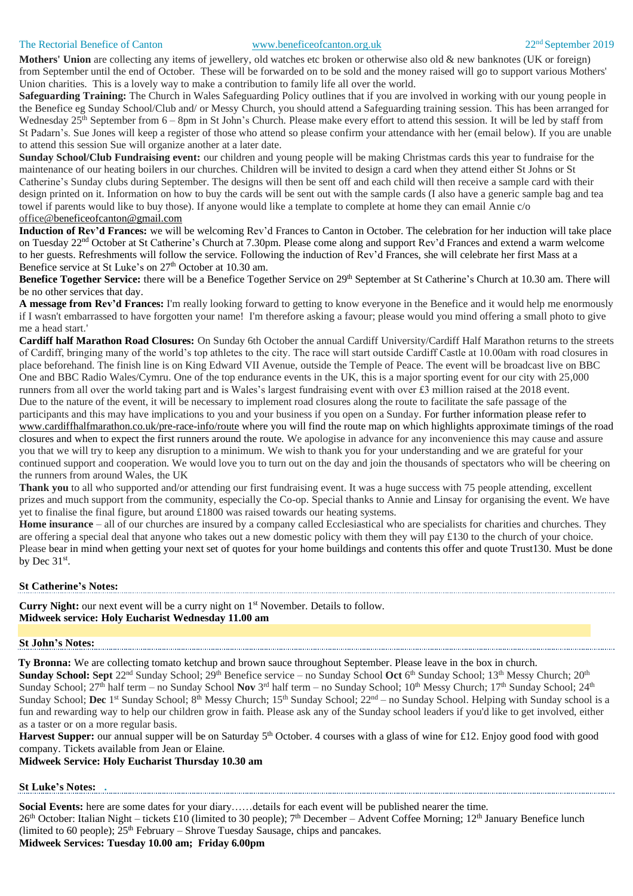**Mothers' Union** are collecting any items of jewellery, old watches etc broken or otherwise also old & new banknotes (UK or foreign) from September until the end of October. These will be forwarded on to be sold and the money raised will go to support various Mothers' Union charities. This is a lovely way to make a contribution to family life all over the world.

**Safeguarding Training:** The Church in Wales Safeguarding Policy outlines that if you are involved in working with our young people in the Benefice eg Sunday School/Club and/ or Messy Church, you should attend a Safeguarding training session. This has been arranged for Wednesday 25th September from 6 – 8pm in St John's Church. Please make every effort to attend this session. It will be led by staff from St Padarn's. Sue Jones will keep a register of those who attend so please confirm your attendance with her (email below). If you are unable to attend this session Sue will organize another at a later date.

**Sunday School/Club Fundraising event:** our children and young people will be making Christmas cards this year to fundraise for the maintenance of our heating boilers in our churches. Children will be invited to design a card when they attend either St Johns or St Catherine's Sunday clubs during September. The designs will then be sent off and each child will then receive a sample card with their design printed on it. Information on how to buy the cards will be sent out with the sample cards (I also have a generic sample bag and tea towel if parents would like to buy those). If anyone would like a template to complete at home they can email Annie c/o office@beneficeofcanton@gmail.com

**Induction of Rev'd Frances:** we will be welcoming Rev'd Frances to Canton in October. The celebration for her induction will take place on Tuesday 22nd October at St Catherine's Church at 7.30pm. Please come along and support Rev'd Frances and extend a warm welcome to her guests. Refreshments will follow the service. Following the induction of Rev'd Frances, she will celebrate her first Mass at a Benefice service at St Luke's on 27th October at 10.30 am.

**Benefice Together Service:** there will be a Benefice Together Service on 29th September at St Catherine's Church at 10.30 am. There will be no other services that day.

**A message from Rev'd Frances:** I'm really looking forward to getting to know everyone in the Benefice and it would help me enormously if I wasn't embarrassed to have forgotten your name! I'm therefore asking a favour; please would you mind offering a small photo to give me a head start.'

**Cardiff half Marathon Road Closures:** On Sunday 6th October the annual Cardiff University/Cardiff Half Marathon returns to the streets of Cardiff, bringing many of the world's top athletes to the city. The race will start outside Cardiff Castle at 10.00am with road closures in place beforehand. The finish line is on King Edward VII Avenue, outside the Temple of Peace. The event will be broadcast live on BBC One and BBC Radio Wales/Cymru. One of the top endurance events in the UK, this is a major sporting event for our city with 25,000 runners from all over the world taking part and is Wales's largest fundraising event with over £3 million raised at the 2018 event. Due to the nature of the event, it will be necessary to implement road closures along the route to facilitate the safe passage of the participants and this may have implications to you and your business if you open on a Sunday. For further information please refer to www.cardiffhalfmarathon.co.uk/pre-race-info/route where you will find the route map on which highlights approximate timings of the road closures and when to expect the first runners around the route. We apologise in advance for any inconvenience this may cause and assure you that we will try to keep any disruption to a minimum. We wish to thank you for your understanding and we are grateful for your continued support and cooperation. We would love you to turn out on the day and join the thousands of spectators who will be cheering on the runners from around Wales, the UK

**Thank you** to all who supported and/or attending our first fundraising event. It was a huge success with 75 people attending, excellent prizes and much support from the community, especially the Co-op. Special thanks to Annie and Linsay for organising the event. We have yet to finalise the final figure, but around £1800 was raised towards our heating systems.

**Home insurance** – all of our churches are insured by a company called Ecclesiastical who are specialists for charities and churches. They are offering a special deal that anyone who takes out a new domestic policy with them they will pay £130 to the church of your choice. Please bear in mind when getting your next set of quotes for your home buildings and contents this offer and quote Trust130. Must be done by Dec 31st.

## St Catherine's Notes:

**Curry Night:** our next event will be a curry night on 1st November. Details to follow.
**Midweek service: Holy Eucharist Wednesday 11.00 am**

## St John's Notes:

**Ty Bronna:** We are collecting tomato ketchup and brown sauce throughout September. Please leave in the box in church.

**Sunday School: Sept** 22nd Sunday School; 29th Benefice service – no Sunday School **Oct** 6th Sunday School; 13th Messy Church; 20th Sunday School; 27th half term – no Sunday School **Nov** 3rd half term – no Sunday School; 10th Messy Church; 17th Sunday School; 24th Sunday School; **Dec** 1st Sunday School; 8th Messy Church; 15th Sunday School; 22nd – no Sunday School. Helping with Sunday school is a fun and rewarding way to help our children grow in faith. Please ask any of the Sunday school leaders if you'd like to get involved, either as a taster or on a more regular basis.

**Harvest Supper:** our annual supper will be on Saturday 5th October. 4 courses with a glass of wine for £12. Enjoy good food with good company. Tickets available from Jean or Elaine.

**Midweek Service: Holy Eucharist Thursday 10.30 am**

## St Luke's Notes:

**Social Events:** here are some dates for your diary……details for each event will be published nearer the time.
26th October: Italian Night – tickets £10 (limited to 30 people); 7th December – Advent Coffee Morning; 12th January Benefice lunch (limited to 60 people); 25th February – Shrove Tuesday Sausage, chips and pancakes.

**Midweek Services: Tuesday 10.00 am; Friday 6.00pm**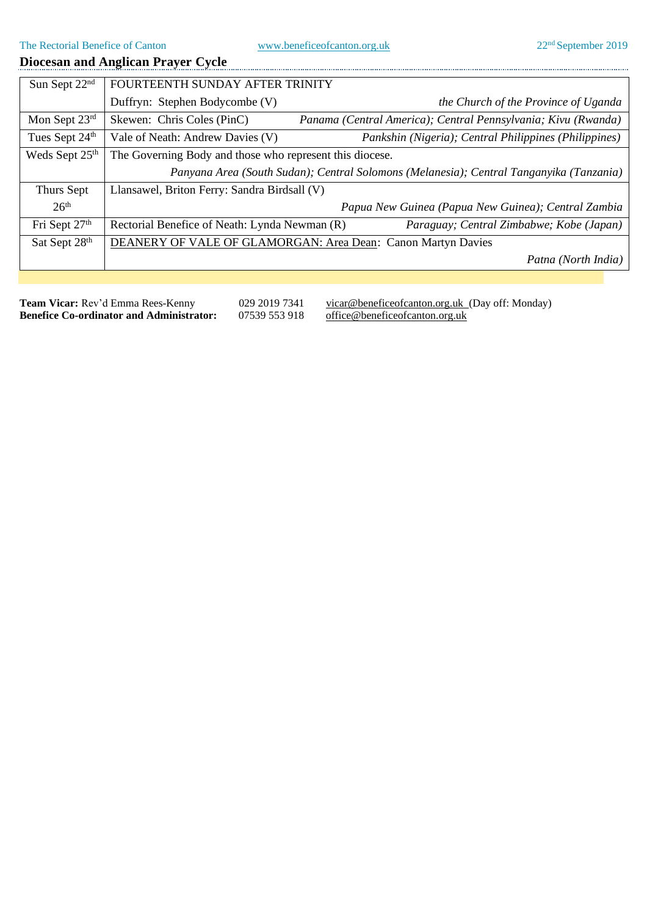**Diocesan and Anglican Prayer Cycle**

| | |
|---|---|
| Sun Sept 22nd | FOURTEENTH SUNDAY AFTER TRINITY<br>Duffryn: Stephen Bodycombe (V) *the Church of the Province of Uganda* |
| Mon Sept 23rd | Skewen: Chris Coles (PinC) *Panama (Central America); Central Pennsylvania; Kivu (Rwanda)* |
| Tues Sept 24th | Vale of Neath: Andrew Davies (V) *Pankshin (Nigeria); Central Philippines (Philippines)* |
| Weds Sept 25th | The Governing Body and those who represent this diocese.<br>*Panyana Area (South Sudan); Central Solomons (Melanesia); Central Tanganyika (Tanzania)* |
| Thurs Sept 26th | Llansawel, Briton Ferry: Sandra Birdsall (V)<br>*Papua New Guinea (Papua New Guinea); Central Zambia* |
| Fri Sept 27th | Rectorial Benefice of Neath: Lynda Newman (R) *Paraguay; Central Zimbabwe; Kobe (Japan)* |
| Sat Sept 28th | DEANERY OF VALE OF GLAMORGAN: Area Dean: Canon Martyn Davies<br>*Patna (North India)* |

**Team Vicar:** Rev'd Emma Rees-Kenny 029 2019 7341 vicar@beneficeofcanton.org.uk (Day off: Monday)
**Benefice Co-ordinator and Administrator:** 07539 553 918 office@beneficeofcanton.org.uk